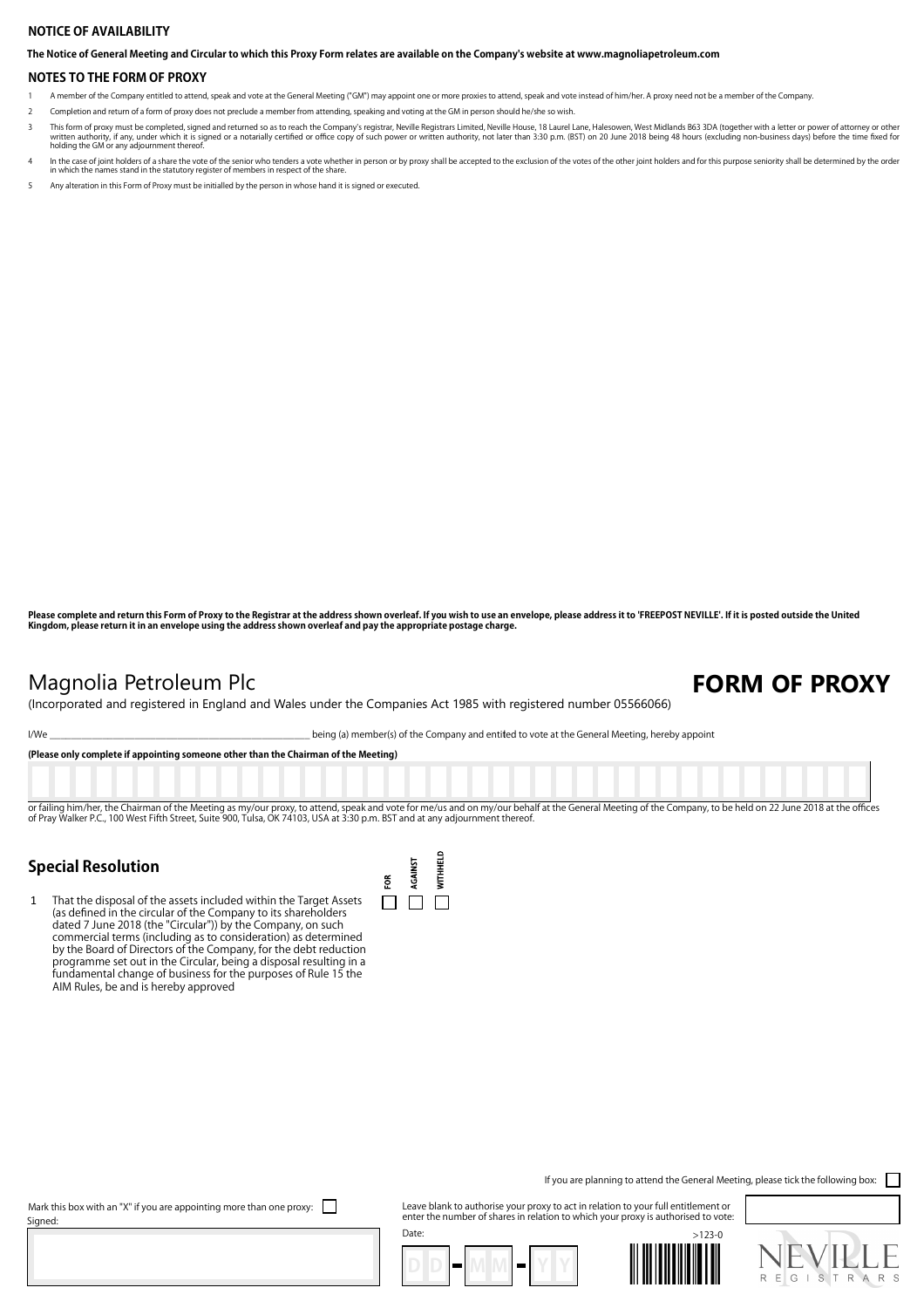## NOTICE OF AVAILABILITY

**The Notice of General Meeting and Circular to which this Proxy Form relates are available on the Company's website at www.magnoliapetroleum.com**

## NOTES TO THE FORM OF PROXY

1. A member of the Company entitled to attend, speak and vote at the General Meeting ("GM") may appoint one or more proxies to attend, speak and vote instead of him/her. A proxy need not be a member of the Company.
2. Completion and return of a form of proxy does not preclude a member from attending, speaking and voting at the GM in person should he/she so wish.
3. This form of proxy must be completed, signed and returned so as to reach the Company's registrar, Neville Registrars Limited, Neville House, 18 Laurel Lane, Halesowen, West Midlands B63 3DA (together with a letter or power of attorney or other written authority, if any, under which it is signed or a notarially certified or office copy of such power or written authority, not later than 3:30 p.m. (BST) on 20 June 2018 being 48 hours (excluding non-business days) before the time fixed for holding the GM or any adjournment thereof.
4. In the case of joint holders of a share the vote of the senior who tenders a vote whether in person or by proxy shall be accepted to the exclusion of the votes of the other joint holders and for this purpose seniority shall be determined by the order in which the names stand in the statutory register of members in respect of the share.
5. Any alteration in this Form of Proxy must be initialled by the person in whose hand it is signed or executed.

**Please complete and return this Form of Proxy to the Registrar at the address shown overleaf. If you wish to use an envelope, please address it to 'FREEPOST NEVILLE'. If it is posted outside the United Kingdom, please return it in an envelope using the address shown overleaf and pay the appropriate postage charge.**

# Magnolia Petroleum Plc

# FORM OF PROXY

(Incorporated and registered in England and Wales under the Companies Act 1985 with registered number 05566066)

I/We ______________________________________________ being (a) member(s) of the Company and entitled to vote at the General Meeting, hereby appoint

**(Please only complete if appointing someone other than the Chairman of the Meeting)**

or failing him/her, the Chairman of the Meeting as my/our proxy, to attend, speak and vote for me/us and on my/our behalf at the General Meeting of the Company, to be held on 22 June 2018 at the offices of Pray Walker P.C., 100 West Fifth Street, Suite 900, Tulsa, OK 74103, USA at 3:30 p.m. BST and at any adjournment thereof.

## Special Resolution

| | | FOR | AGAINST | WITHHELD |
|---|---|---|---|---|
| 1 | That the disposal of the assets included within the Target Assets (as defined in the circular of the Company to its shareholders dated 7 June 2018 (the "Circular")) by the Company, on such commercial terms (including as to consideration) as determined by the Board of Directors of the Company, for the debt reduction programme set out in the Circular, being a disposal resulting in a fundamental change of business for the purposes of Rule 15 the AIM Rules, be and is hereby approved | ☐ | ☐ | ☐ |

If you are planning to attend the General Meeting, please tick the following box: ☐

Mark this box with an "X" if you are appointing more than one proxy: ☐

Signed:

Leave blank to authorise your proxy to act in relation to your full entitlement or enter the number of shares in relation to which your proxy is authorised to vote:

Date: DD - MM - YY

>123-0

NEVILLE REGISTRARS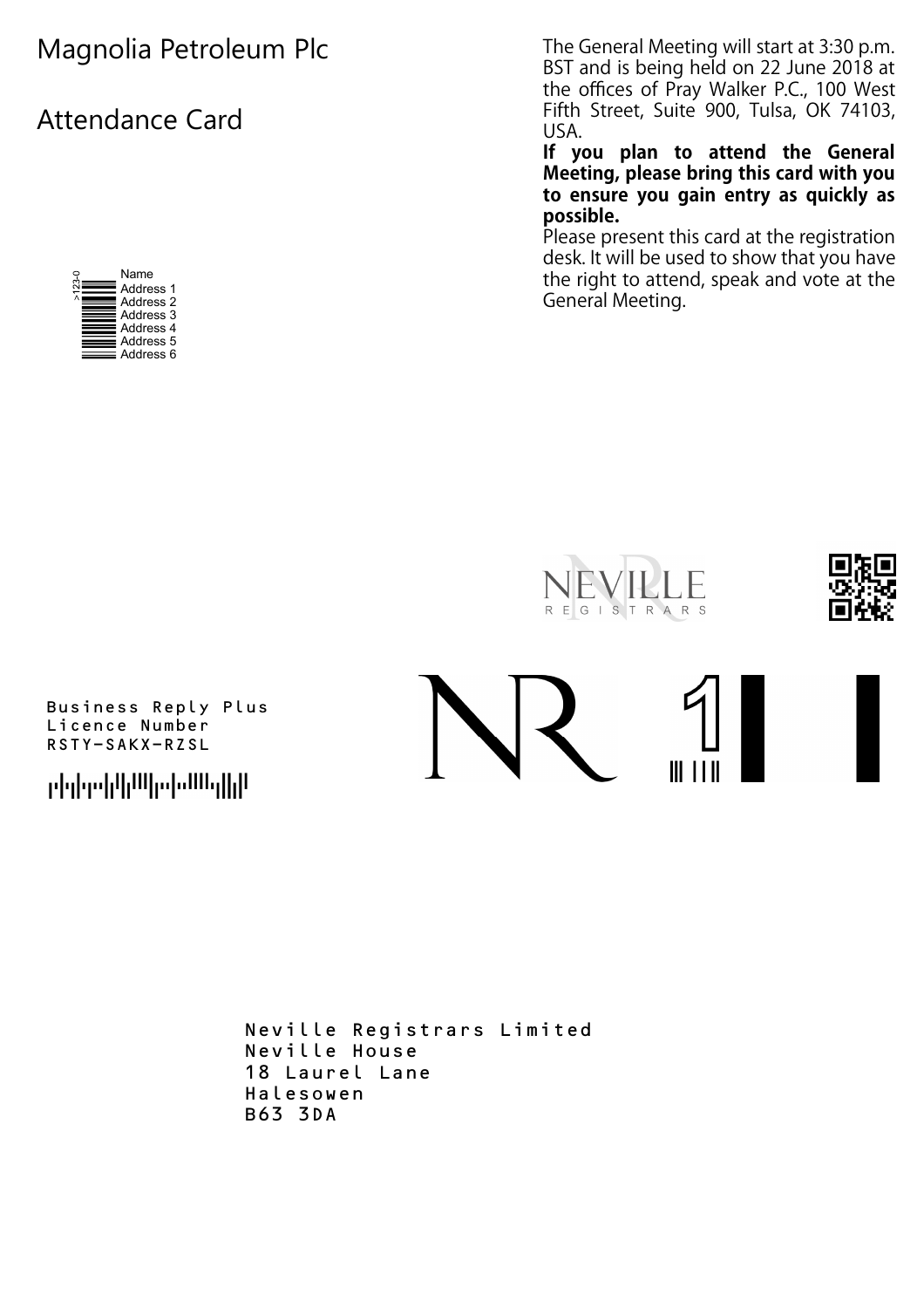# Magnolia Petroleum Plc

## Attendance Card

The General Meeting will start at 3:30 p.m. BST and is being held on 22 June 2018 at the offices of Pray Walker P.C., 100 West Fifth Street, Suite 900, Tulsa, OK 74103, USA.

**If you plan to attend the General Meeting, please bring this card with you to ensure you gain entry as quickly as possible.**

Please present this card at the registration desk. It will be used to show that you have the right to attend, speak and vote at the General Meeting.

>123-0

Name
Address 1
Address 2
Address 3
Address 4
Address 5
Address 6

NEVILLE
REGISTRARS

Business Reply Plus
Licence Number
RSTY-SAKX-RZSL

NR 1

Neville Registrars Limited
Neville House
18 Laurel Lane
Halesowen
B63 3DA